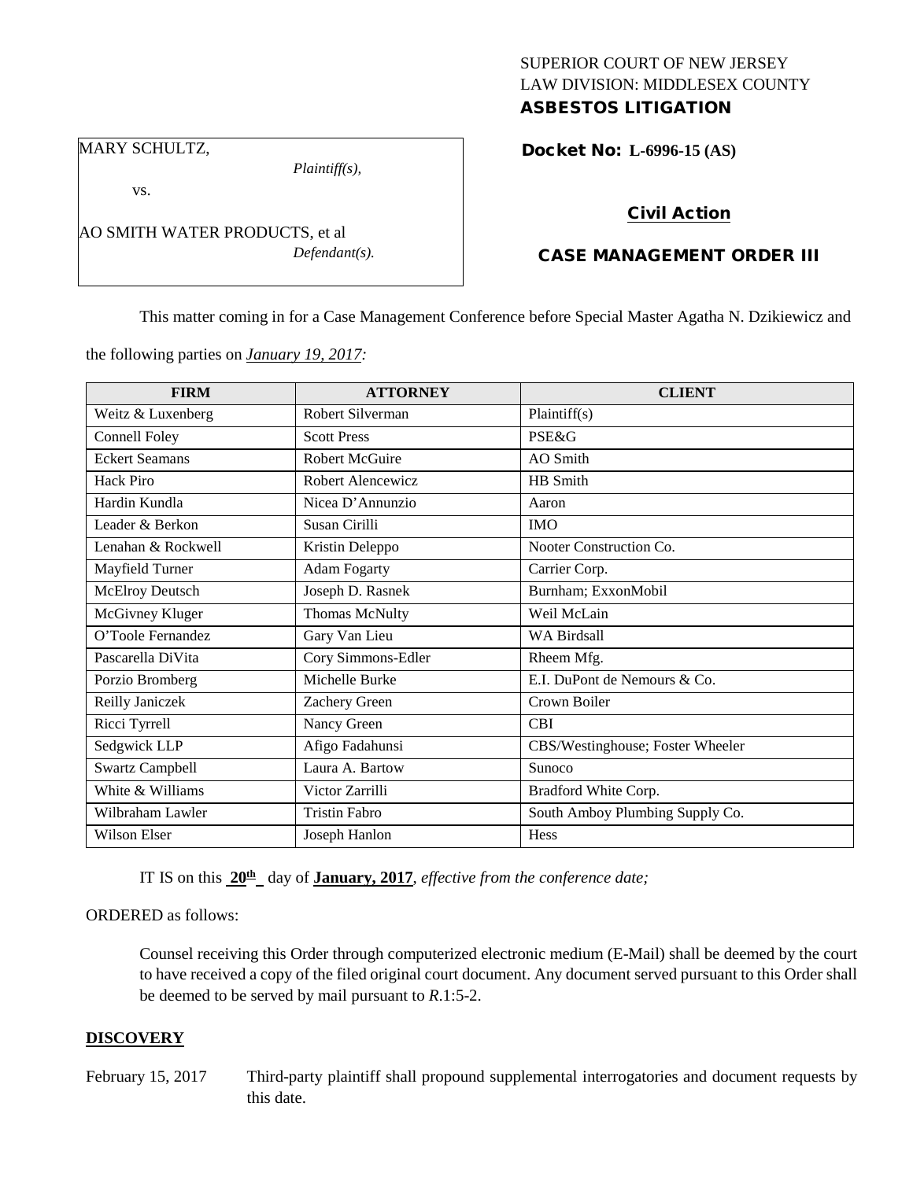SUPERIOR COURT OF NEW JERSEY
LAW DIVISION: MIDDLESEX COUNTY
**ASBESTOS LITIGATION**

MARY SCHULTZ,
*Plaintiff(s),*
vs.
AO SMITH WATER PRODUCTS, et al
*Defendant(s).*

**Docket No: L-6996-15 (AS)**

**Civil Action**

**CASE MANAGEMENT ORDER III**

This matter coming in for a Case Management Conference before Special Master Agatha N. Dzikiewicz and the following parties on ***January 19, 2017:***

| FIRM | ATTORNEY | CLIENT |
|---|---|---|
| Weitz & Luxenberg | Robert Silverman | Plaintiff(s) |
| Connell Foley | Scott Press | PSE&G |
| Eckert Seamans | Robert McGuire | AO Smith |
| Hack Piro | Robert Alencewicz | HB Smith |
| Hardin Kundla | Nicea D'Annunzio | Aaron |
| Leader & Berkon | Susan Cirilli | IMO |
| Lenahan & Rockwell | Kristin Deleppo | Nooter Construction Co. |
| Mayfield Turner | Adam Fogarty | Carrier Corp. |
| McElroy Deutsch | Joseph D. Rasnek | Burnham; ExxonMobil |
| McGivney Kluger | Thomas McNulty | Weil McLain |
| O'Toole Fernandez | Gary Van Lieu | WA Birdsall |
| Pascarella DiVita | Cory Simmons-Edler | Rheem Mfg. |
| Porzio Bromberg | Michelle Burke | E.I. DuPont de Nemours & Co. |
| Reilly Janiczek | Zachery Green | Crown Boiler |
| Ricci Tyrrell | Nancy Green | CBI |
| Sedgwick LLP | Afigo Fadahunsi | CBS/Westinghouse; Foster Wheeler |
| Swartz Campbell | Laura A. Bartow | Sunoco |
| White & Williams | Victor Zarrilli | Bradford White Corp. |
| Wilbraham Lawler | Tristin Fabro | South Amboy Plumbing Supply Co. |
| Wilson Elser | Joseph Hanlon | Hess |

IT IS on this **20th** day of **January, 2017**, *effective from the conference date;*

ORDERED as follows:

Counsel receiving this Order through computerized electronic medium (E-Mail) shall be deemed by the court to have received a copy of the filed original court document. Any document served pursuant to this Order shall be deemed to be served by mail pursuant to *R*.1:5-2.

**DISCOVERY**

February 15, 2017 — Third-party plaintiff shall propound supplemental interrogatories and document requests by this date.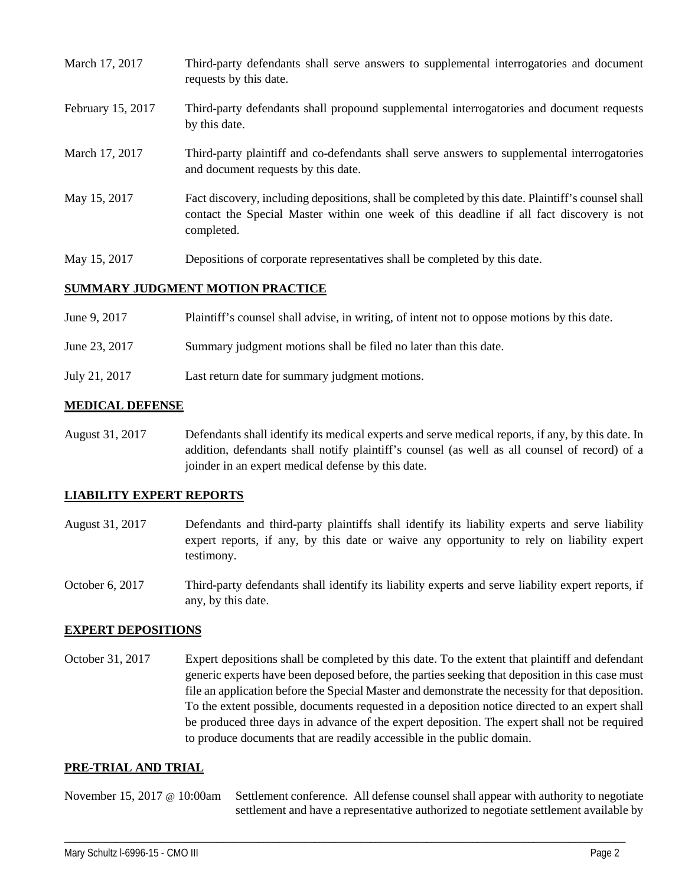March 17, 2017 Third-party defendants shall serve answers to supplemental interrogatories and document requests by this date.

February 15, 2017 Third-party defendants shall propound supplemental interrogatories and document requests by this date.

March 17, 2017 Third-party plaintiff and co-defendants shall serve answers to supplemental interrogatories and document requests by this date.

May 15, 2017 Fact discovery, including depositions, shall be completed by this date. Plaintiff's counsel shall contact the Special Master within one week of this deadline if all fact discovery is not completed.

May 15, 2017 Depositions of corporate representatives shall be completed by this date.

## SUMMARY JUDGMENT MOTION PRACTICE

June 9, 2017 Plaintiff's counsel shall advise, in writing, of intent not to oppose motions by this date.

June 23, 2017 Summary judgment motions shall be filed no later than this date.

July 21, 2017 Last return date for summary judgment motions.

## MEDICAL DEFENSE

August 31, 2017 Defendants shall identify its medical experts and serve medical reports, if any, by this date. In addition, defendants shall notify plaintiff's counsel (as well as all counsel of record) of a joinder in an expert medical defense by this date.

## LIABILITY EXPERT REPORTS

August 31, 2017 Defendants and third-party plaintiffs shall identify its liability experts and serve liability expert reports, if any, by this date or waive any opportunity to rely on liability expert testimony.

October 6, 2017 Third-party defendants shall identify its liability experts and serve liability expert reports, if any, by this date.

## EXPERT DEPOSITIONS

October 31, 2017 Expert depositions shall be completed by this date. To the extent that plaintiff and defendant generic experts have been deposed before, the parties seeking that deposition in this case must file an application before the Special Master and demonstrate the necessity for that deposition. To the extent possible, documents requested in a deposition notice directed to an expert shall be produced three days in advance of the expert deposition. The expert shall not be required to produce documents that are readily accessible in the public domain.

## PRE-TRIAL AND TRIAL

November 15, 2017 @ 10:00am Settlement conference. All defense counsel shall appear with authority to negotiate settlement and have a representative authorized to negotiate settlement available by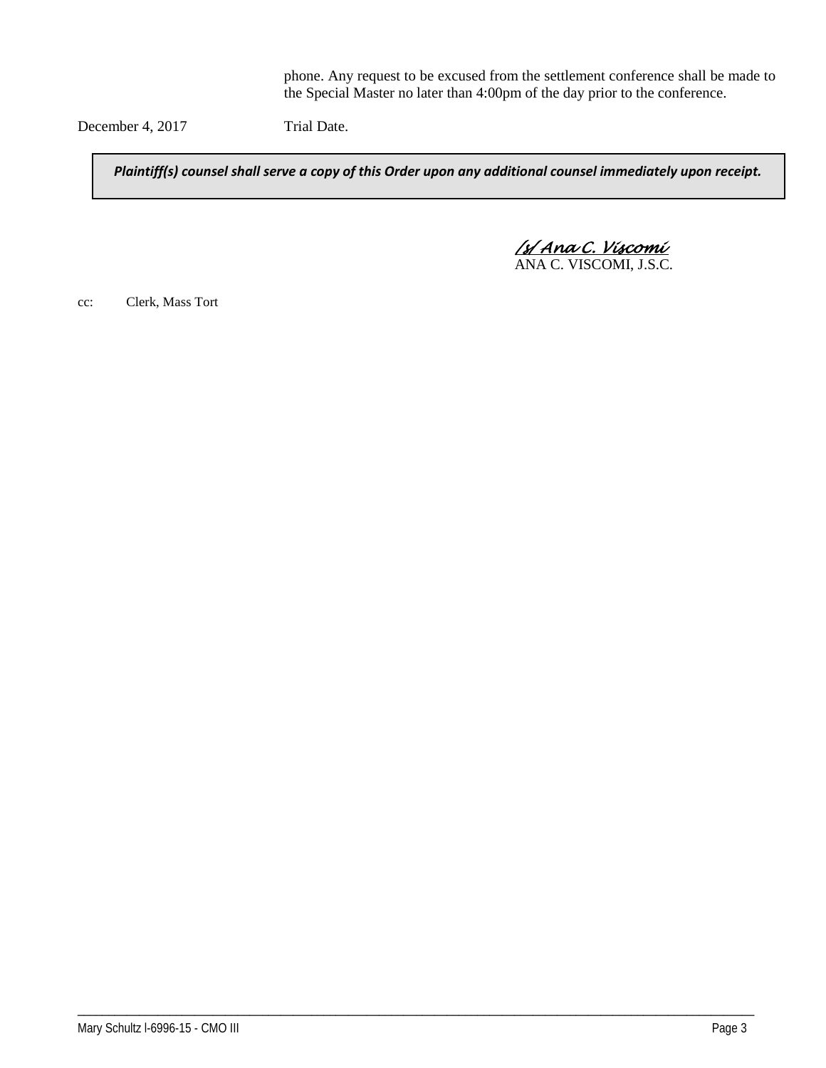phone. Any request to be excused from the settlement conference shall be made to the Special Master no later than 4:00pm of the day prior to the conference.

| | |
|---|---|
| December 4, 2017 | Trial Date. |

***Plaintiff(s) counsel shall serve a copy of this Order upon any additional counsel immediately upon receipt.***

*/s/ Ana C. Viscomi*
ANA C. VISCOMI, J.S.C.

cc: Clerk, Mass Tort